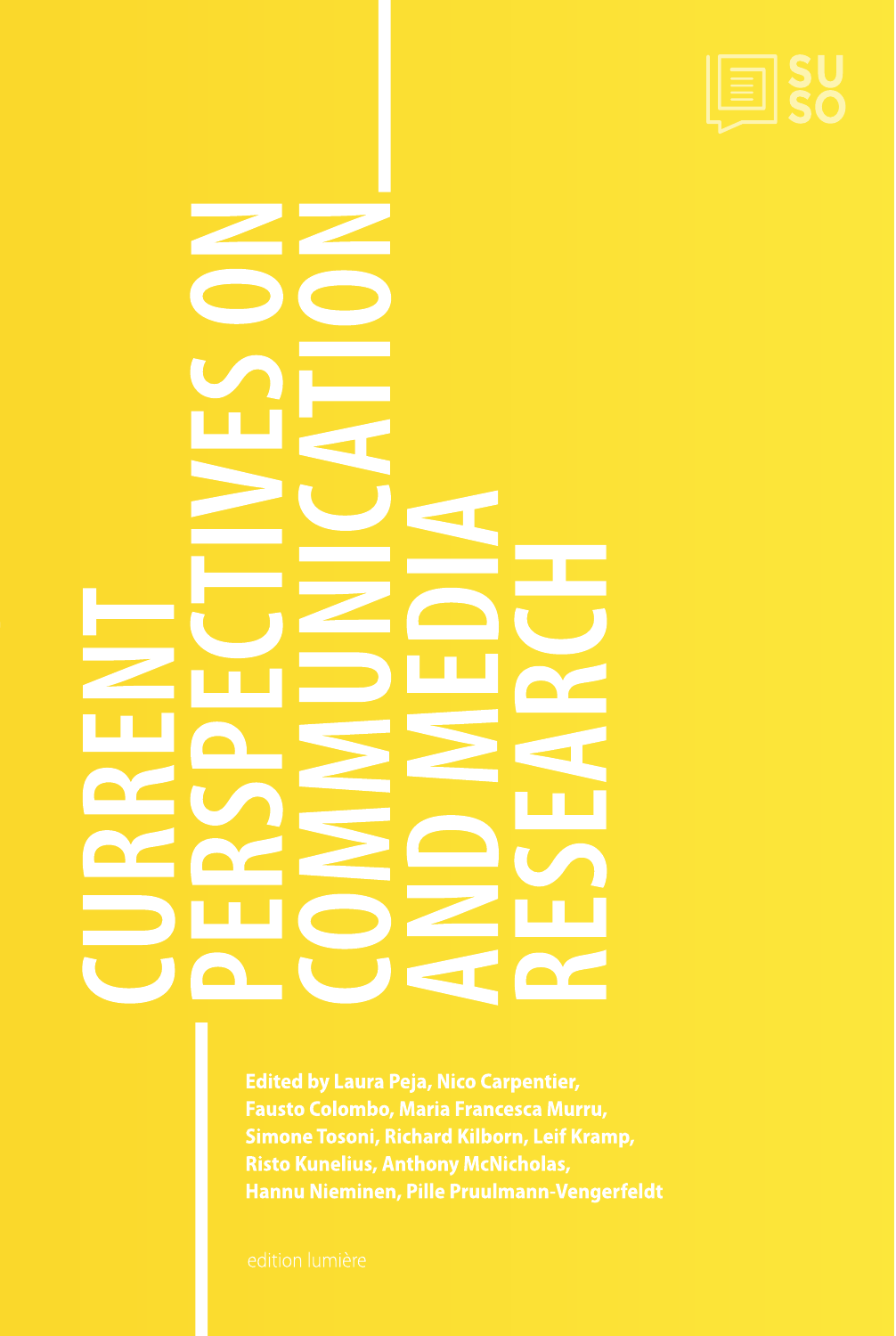# CURRENT PERSPECTIVES ON COMMUNICATION AND MEDIA RESEARCH

Edited by Laura Peja, Nico Carpentier, Fausto Colombo, Maria Francesca Murru, Simone Tosoni, Richard Kilborn, Leif Kramp, Risto Kunelius, Anthony McNicholas, Hannu Nieminen, Pille Pruulmann-Vengerfeldt

SU SO

edition lumière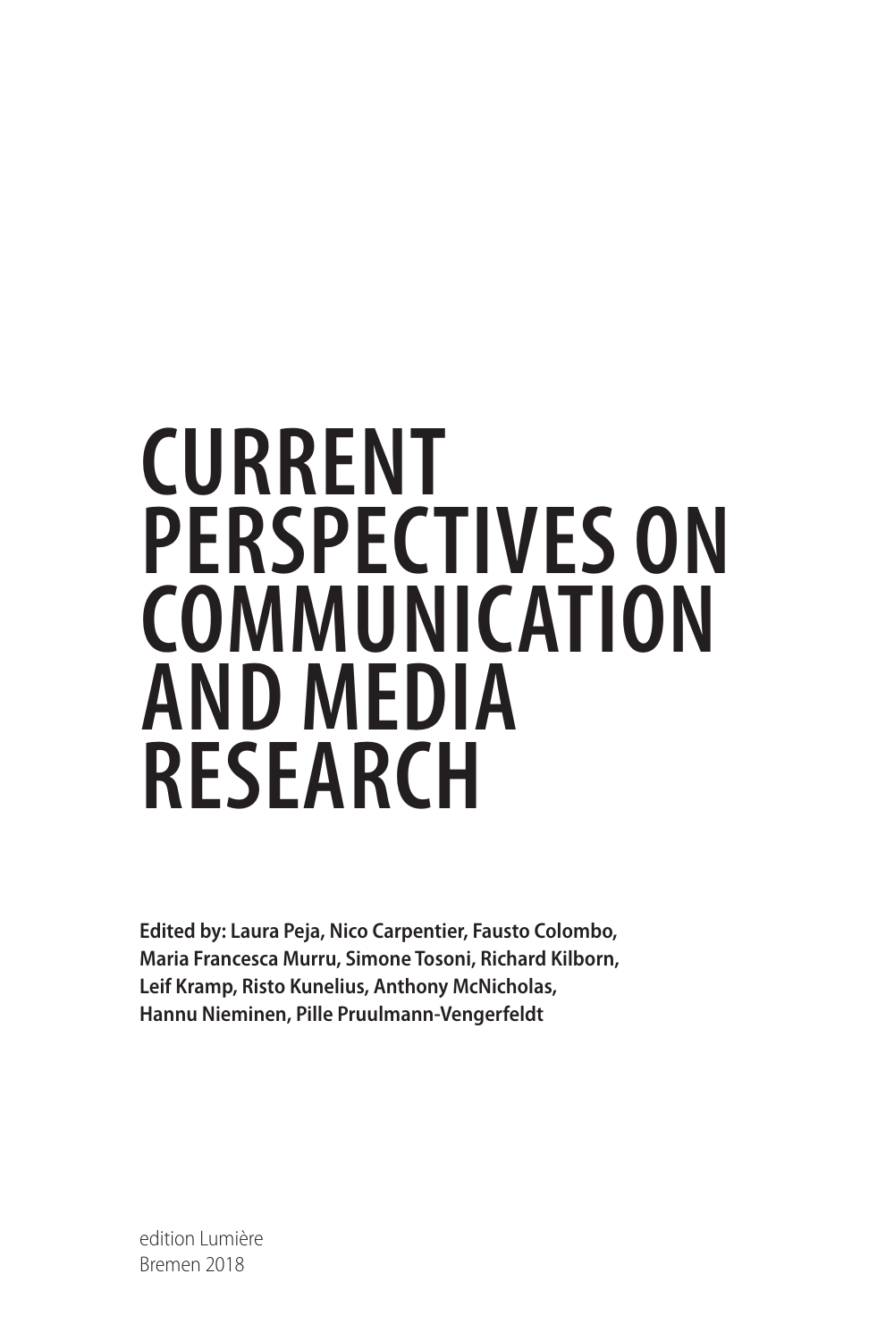# CURRENT PERSPECTIVES ON COMMUNICATION AND MEDIA RESEARCH

**Edited by: Laura Peja, Nico Carpentier, Fausto Colombo, Maria Francesca Murru, Simone Tosoni, Richard Kilborn, Leif Kramp, Risto Kunelius, Anthony McNicholas, Hannu Nieminen, Pille Pruulmann-Vengerfeldt**

edition Lumière
Bremen 2018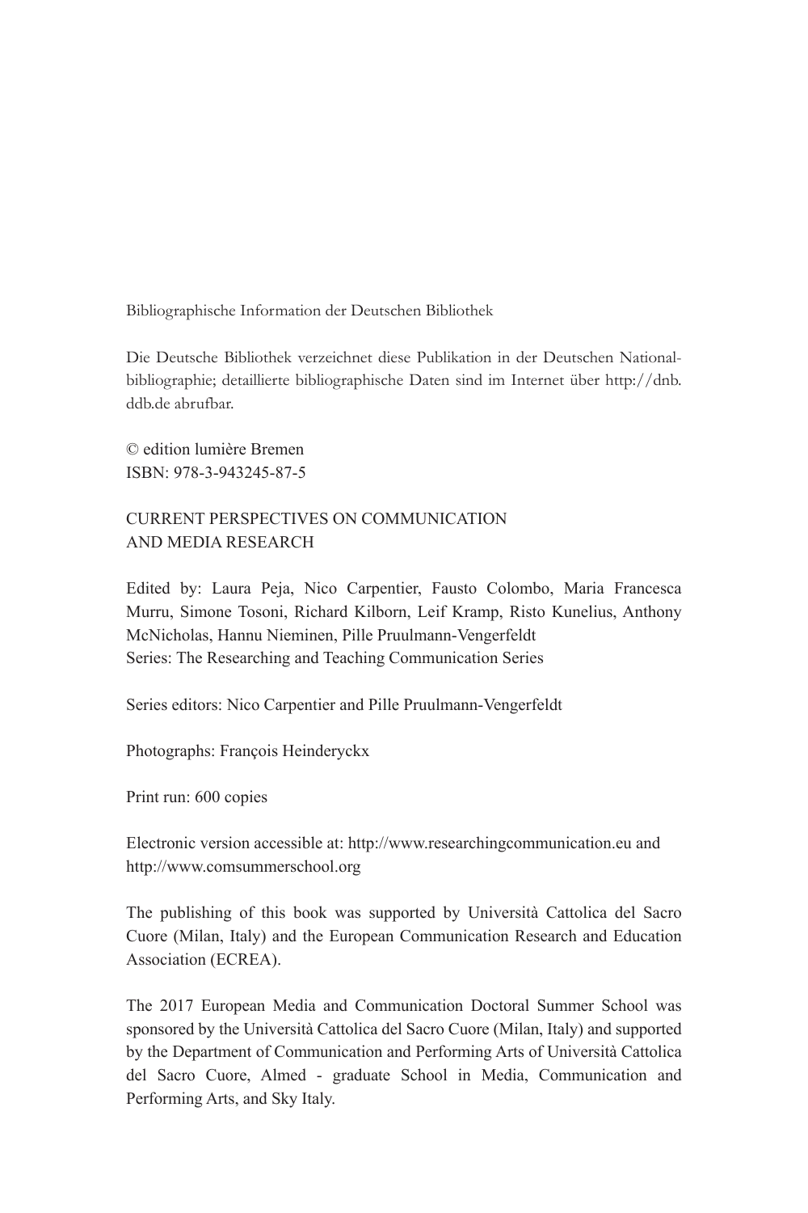Bibliographische Information der Deutschen Bibliothek

Die Deutsche Bibliothek verzeichnet diese Publikation in der Deutschen National-bibliographie; detaillierte bibliographische Daten sind im Internet über http://dnb.ddb.de abrufbar.

© edition lumière Bremen
ISBN: 978-3-943245-87-5

CURRENT PERSPECTIVES ON COMMUNICATION AND MEDIA RESEARCH

Edited by: Laura Peja, Nico Carpentier, Fausto Colombo, Maria Francesca Murru, Simone Tosoni, Richard Kilborn, Leif Kramp, Risto Kunelius, Anthony McNicholas, Hannu Nieminen, Pille Pruulmann-Vengerfeldt
Series: The Researching and Teaching Communication Series

Series editors: Nico Carpentier and Pille Pruulmann-Vengerfeldt

Photographs: François Heinderyckx

Print run: 600 copies

Electronic version accessible at: http://www.researchingcommunication.eu and http://www.comsummerschool.org

The publishing of this book was supported by Università Cattolica del Sacro Cuore (Milan, Italy) and the European Communication Research and Education Association (ECREA).

The 2017 European Media and Communication Doctoral Summer School was sponsored by the Università Cattolica del Sacro Cuore (Milan, Italy) and supported by the Department of Communication and Performing Arts of Università Cattolica del Sacro Cuore, Almed - graduate School in Media, Communication and Performing Arts, and Sky Italy.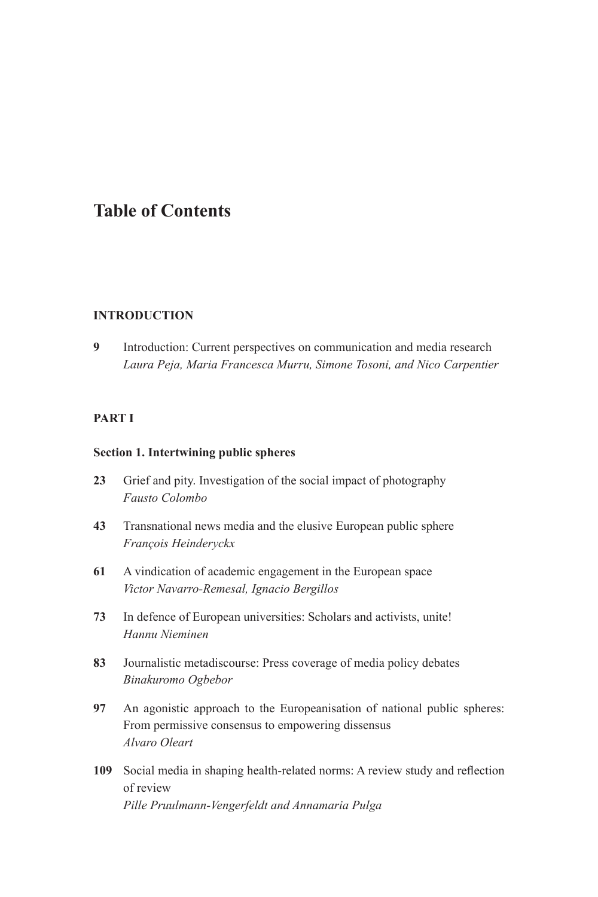# Table of Contents

**INTRODUCTION**

**9** Introduction: Current perspectives on communication and media research
*Laura Peja, Maria Francesca Murru, Simone Tosoni, and Nico Carpentier*

**PART I**

**Section 1. Intertwining public spheres**

**23** Grief and pity. Investigation of the social impact of photography
*Fausto Colombo*

**43** Transnational news media and the elusive European public sphere
*François Heinderyckx*

**61** A vindication of academic engagement in the European space
*Victor Navarro-Remesal, Ignacio Bergillos*

**73** In defence of European universities: Scholars and activists, unite!
*Hannu Nieminen*

**83** Journalistic metadiscourse: Press coverage of media policy debates
*Binakuromo Ogbebor*

**97** An agonistic approach to the Europeanisation of national public spheres: From permissive consensus to empowering dissensus
*Alvaro Oleart*

**109** Social media in shaping health-related norms: A review study and reflection of review
*Pille Pruulmann-Vengerfeldt and Annamaria Pulga*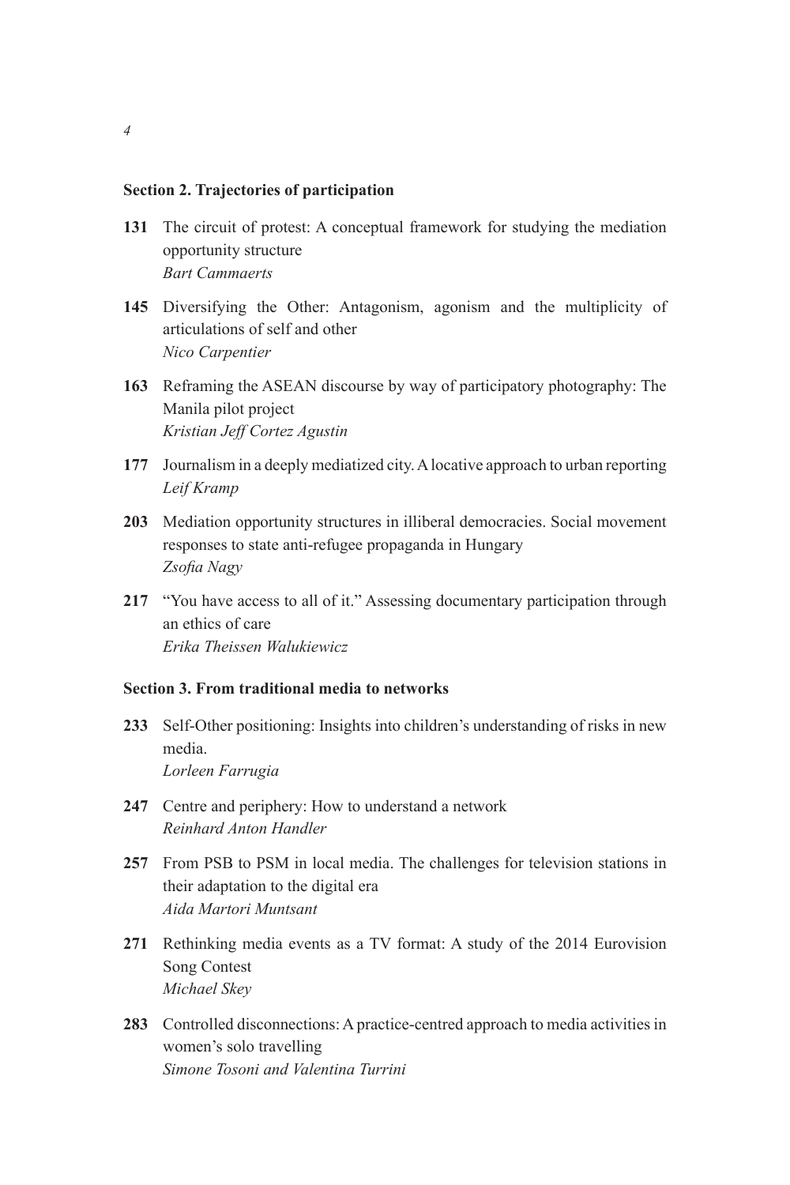**Section 2. Trajectories of participation**

**131** The circuit of protest: A conceptual framework for studying the mediation opportunity structure
*Bart Cammaerts*

**145** Diversifying the Other: Antagonism, agonism and the multiplicity of articulations of self and other
*Nico Carpentier*

**163** Reframing the ASEAN discourse by way of participatory photography: The Manila pilot project
*Kristian Jeff Cortez Agustin*

**177** Journalism in a deeply mediatized city. A locative approach to urban reporting
*Leif Kramp*

**203** Mediation opportunity structures in illiberal democracies. Social movement responses to state anti-refugee propaganda in Hungary
*Zsofia Nagy*

**217** "You have access to all of it." Assessing documentary participation through an ethics of care
*Erika Theissen Walukiewicz*

**Section 3. From traditional media to networks**

**233** Self-Other positioning: Insights into children's understanding of risks in new media.
*Lorleen Farrugia*

**247** Centre and periphery: How to understand a network
*Reinhard Anton Handler*

**257** From PSB to PSM in local media. The challenges for television stations in their adaptation to the digital era
*Aida Martori Muntsant*

**271** Rethinking media events as a TV format: A study of the 2014 Eurovision Song Contest
*Michael Skey*

**283** Controlled disconnections: A practice-centred approach to media activities in women's solo travelling
*Simone Tosoni and Valentina Turrini*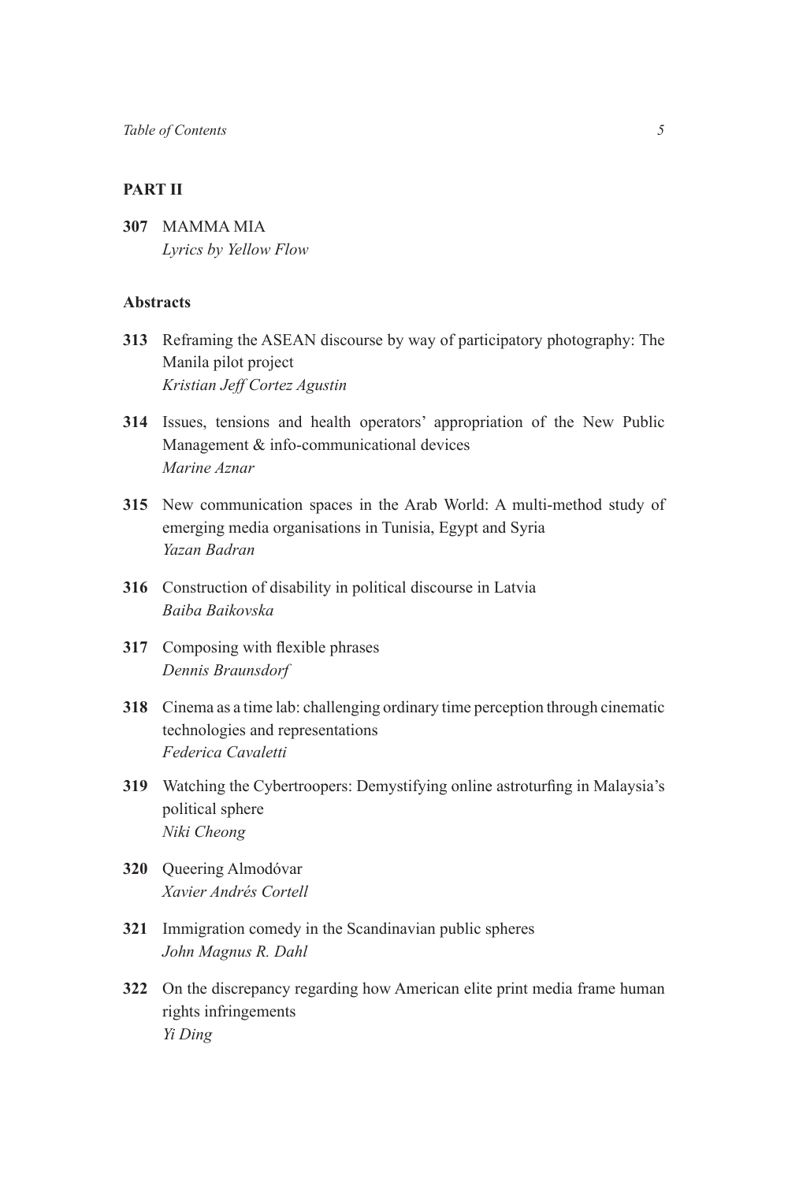## PART II

**307** MAMMA MIA
*Lyrics by Yellow Flow*

### Abstracts

**313** Reframing the ASEAN discourse by way of participatory photography: The Manila pilot project
*Kristian Jeff Cortez Agustin*

**314** Issues, tensions and health operators' appropriation of the New Public Management & info-communicational devices
*Marine Aznar*

**315** New communication spaces in the Arab World: A multi-method study of emerging media organisations in Tunisia, Egypt and Syria
*Yazan Badran*

**316** Construction of disability in political discourse in Latvia
*Baiba Baikovska*

**317** Composing with flexible phrases
*Dennis Braunsdorf*

**318** Cinema as a time lab: challenging ordinary time perception through cinematic technologies and representations
*Federica Cavaletti*

**319** Watching the Cybertroopers: Demystifying online astroturfing in Malaysia's political sphere
*Niki Cheong*

**320** Queering Almodóvar
*Xavier Andrés Cortell*

**321** Immigration comedy in the Scandinavian public spheres
*John Magnus R. Dahl*

**322** On the discrepancy regarding how American elite print media frame human rights infringements
*Yi Ding*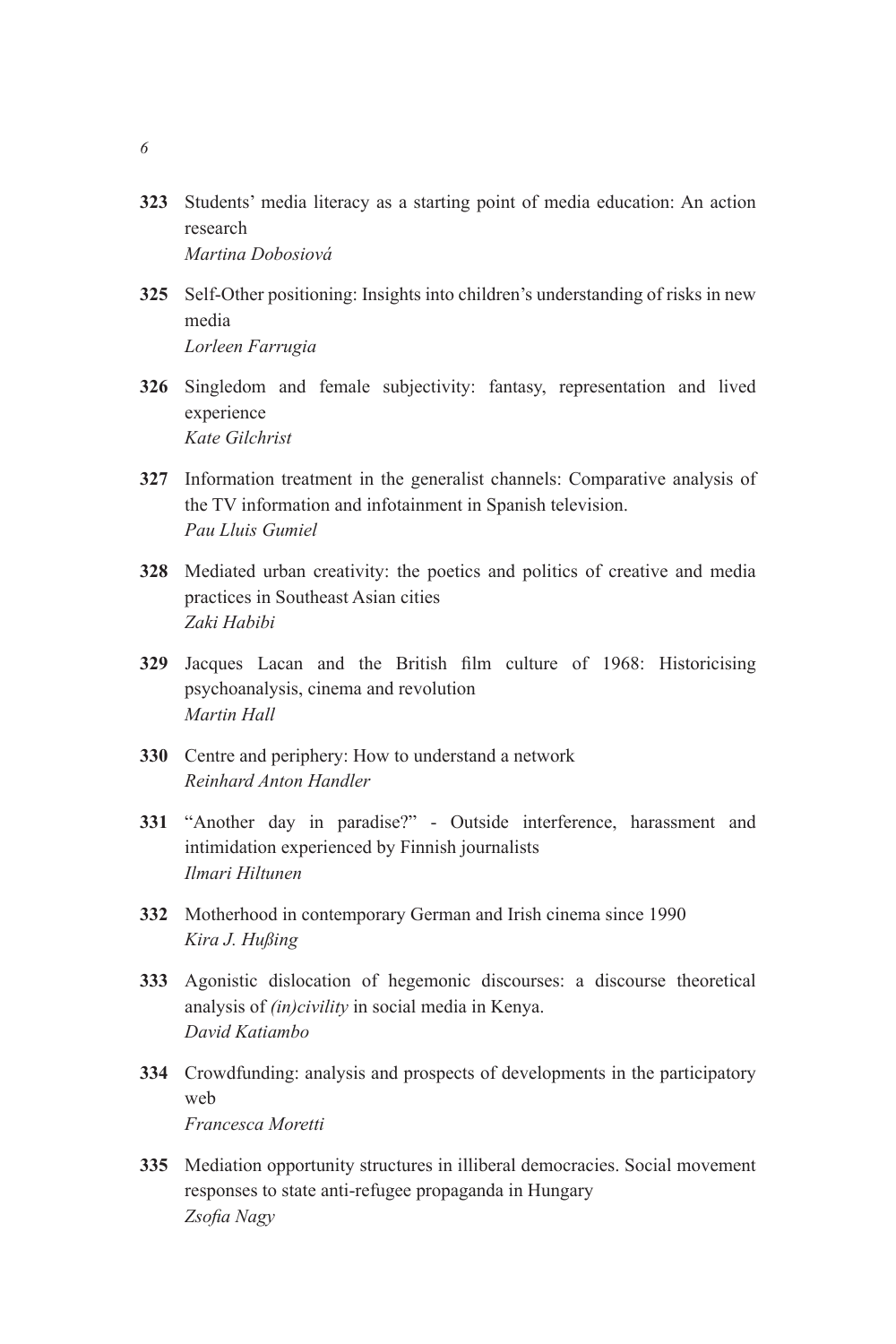**323** Students' media literacy as a starting point of media education: An action research
*Martina Dobosiová*

**325** Self-Other positioning: Insights into children's understanding of risks in new media
*Lorleen Farrugia*

**326** Singledom and female subjectivity: fantasy, representation and lived experience
*Kate Gilchrist*

**327** Information treatment in the generalist channels: Comparative analysis of the TV information and infotainment in Spanish television.
*Pau Lluis Gumiel*

**328** Mediated urban creativity: the poetics and politics of creative and media practices in Southeast Asian cities
*Zaki Habibi*

**329** Jacques Lacan and the British film culture of 1968: Historicising psychoanalysis, cinema and revolution
*Martin Hall*

**330** Centre and periphery: How to understand a network
*Reinhard Anton Handler*

**331** "Another day in paradise?" - Outside interference, harassment and intimidation experienced by Finnish journalists
*Ilmari Hiltunen*

**332** Motherhood in contemporary German and Irish cinema since 1990
*Kira J. Hußing*

**333** Agonistic dislocation of hegemonic discourses: a discourse theoretical analysis of *(in)civility* in social media in Kenya.
*David Katiambo*

**334** Crowdfunding: analysis and prospects of developments in the participatory web
*Francesca Moretti*

**335** Mediation opportunity structures in illiberal democracies. Social movement responses to state anti-refugee propaganda in Hungary
*Zsofia Nagy*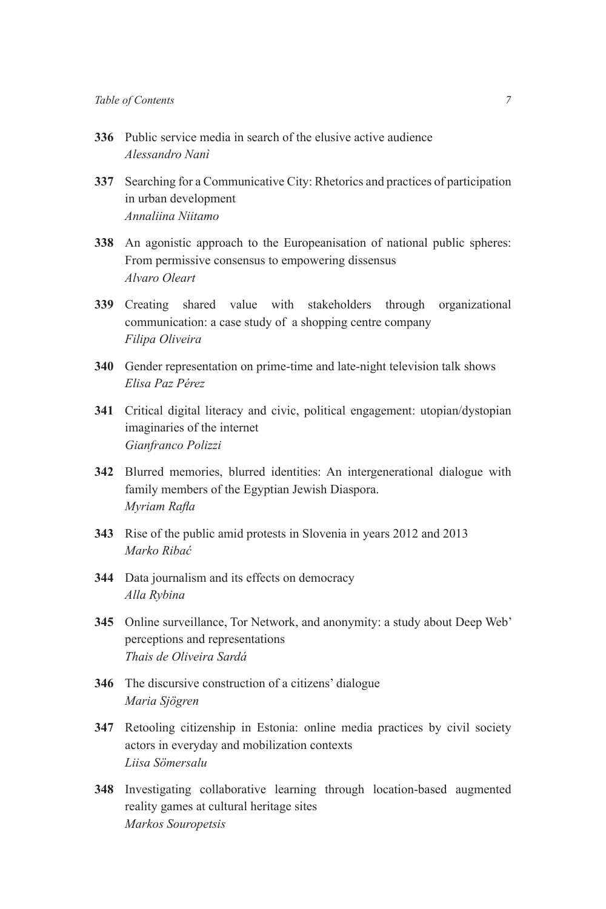**336** Public service media in search of the elusive active audience
*Alessandro Nanì*

**337** Searching for a Communicative City: Rhetorics and practices of participation in urban development
*Annaliina Niitamo*

**338** An agonistic approach to the Europeanisation of national public spheres: From permissive consensus to empowering dissensus
*Alvaro Oleart*

**339** Creating shared value with stakeholders through organizational communication: a case study of a shopping centre company
*Filipa Oliveira*

**340** Gender representation on prime-time and late-night television talk shows
*Elisa Paz Pérez*

**341** Critical digital literacy and civic, political engagement: utopian/dystopian imaginaries of the internet
*Gianfranco Polizzi*

**342** Blurred memories, blurred identities: An intergenerational dialogue with family members of the Egyptian Jewish Diaspora.
*Myriam Rafla*

**343** Rise of the public amid protests in Slovenia in years 2012 and 2013
*Marko Ribać*

**344** Data journalism and its effects on democracy
*Alla Rybina*

**345** Online surveillance, Tor Network, and anonymity: a study about Deep Web' perceptions and representations
*Thais de Oliveira Sardá*

**346** The discursive construction of a citizens' dialogue
*Maria Sjögren*

**347** Retooling citizenship in Estonia: online media practices by civil society actors in everyday and mobilization contexts
*Liisa Sömersalu*

**348** Investigating collaborative learning through location-based augmented reality games at cultural heritage sites
*Markos Souropetsis*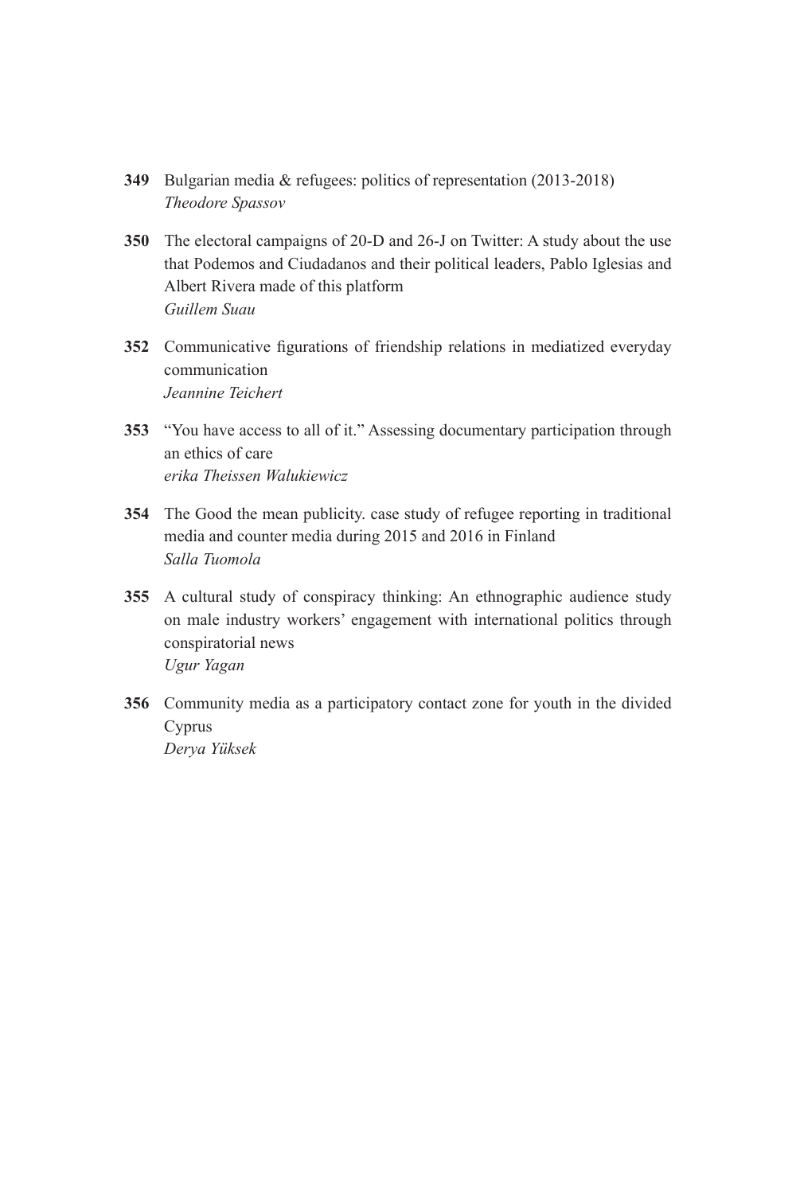**349** Bulgarian media & refugees: politics of representation (2013-2018)
*Theodore Spassov*

**350** The electoral campaigns of 20-D and 26-J on Twitter: A study about the use that Podemos and Ciudadanos and their political leaders, Pablo Iglesias and Albert Rivera made of this platform
*Guillem Suau*

**352** Communicative figurations of friendship relations in mediatized everyday communication
*Jeannine Teichert*

**353** "You have access to all of it." Assessing documentary participation through an ethics of care
*erika Theissen Walukiewicz*

**354** The Good the mean publicity. case study of refugee reporting in traditional media and counter media during 2015 and 2016 in Finland
*Salla Tuomola*

**355** A cultural study of conspiracy thinking: An ethnographic audience study on male industry workers' engagement with international politics through conspiratorial news
*Ugur Yagan*

**356** Community media as a participatory contact zone for youth in the divided Cyprus
*Derya Yüksek*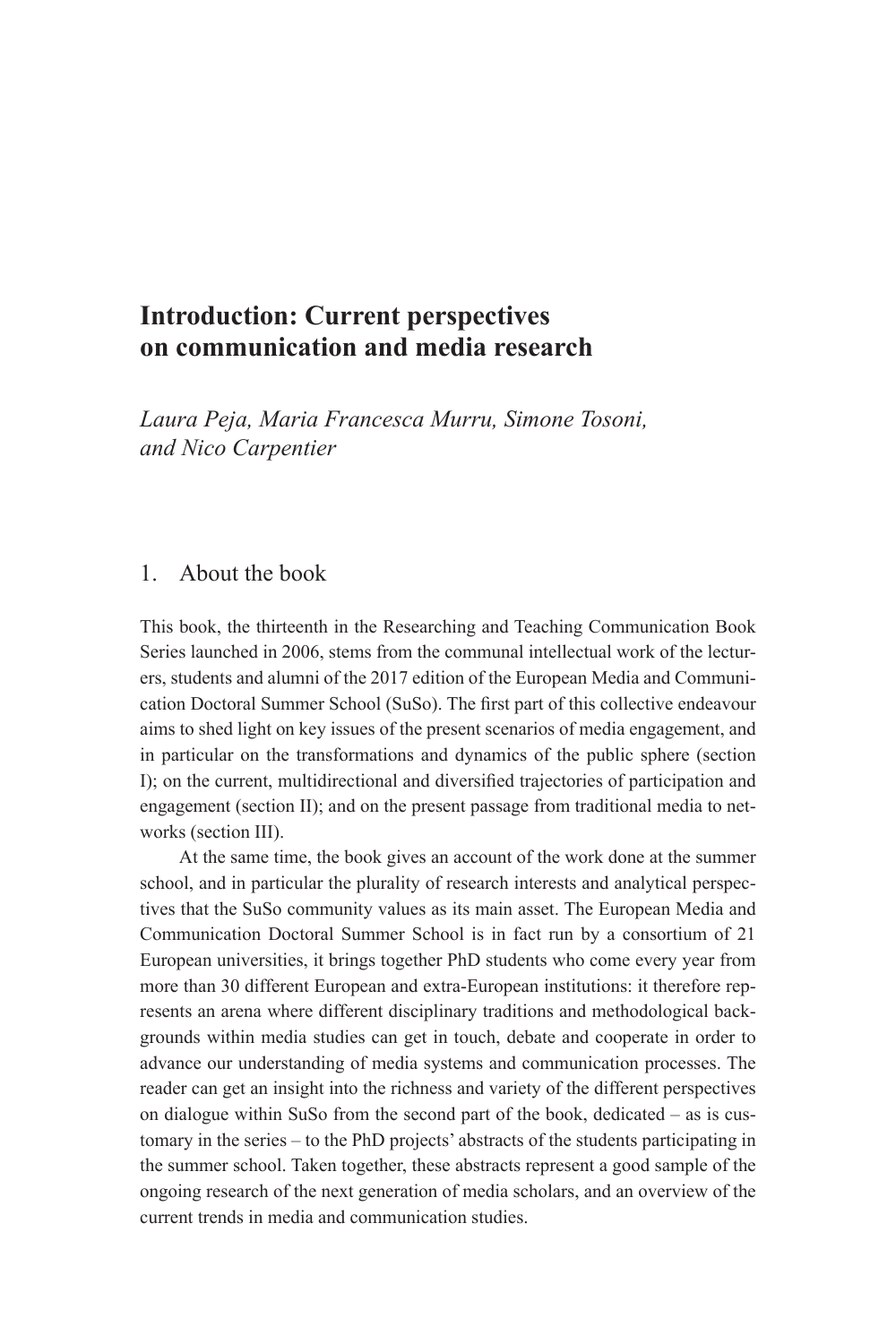# Introduction: Current perspectives on communication and media research

*Laura Peja, Maria Francesca Murru, Simone Tosoni, and Nico Carpentier*

## 1. About the book

This book, the thirteenth in the Researching and Teaching Communication Book Series launched in 2006, stems from the communal intellectual work of the lecturers, students and alumni of the 2017 edition of the European Media and Communication Doctoral Summer School (SuSo). The first part of this collective endeavour aims to shed light on key issues of the present scenarios of media engagement, and in particular on the transformations and dynamics of the public sphere (section I); on the current, multidirectional and diversified trajectories of participation and engagement (section II); and on the present passage from traditional media to networks (section III).

At the same time, the book gives an account of the work done at the summer school, and in particular the plurality of research interests and analytical perspectives that the SuSo community values as its main asset. The European Media and Communication Doctoral Summer School is in fact run by a consortium of 21 European universities, it brings together PhD students who come every year from more than 30 different European and extra-European institutions: it therefore represents an arena where different disciplinary traditions and methodological backgrounds within media studies can get in touch, debate and cooperate in order to advance our understanding of media systems and communication processes. The reader can get an insight into the richness and variety of the different perspectives on dialogue within SuSo from the second part of the book, dedicated – as is customary in the series – to the PhD projects' abstracts of the students participating in the summer school. Taken together, these abstracts represent a good sample of the ongoing research of the next generation of media scholars, and an overview of the current trends in media and communication studies.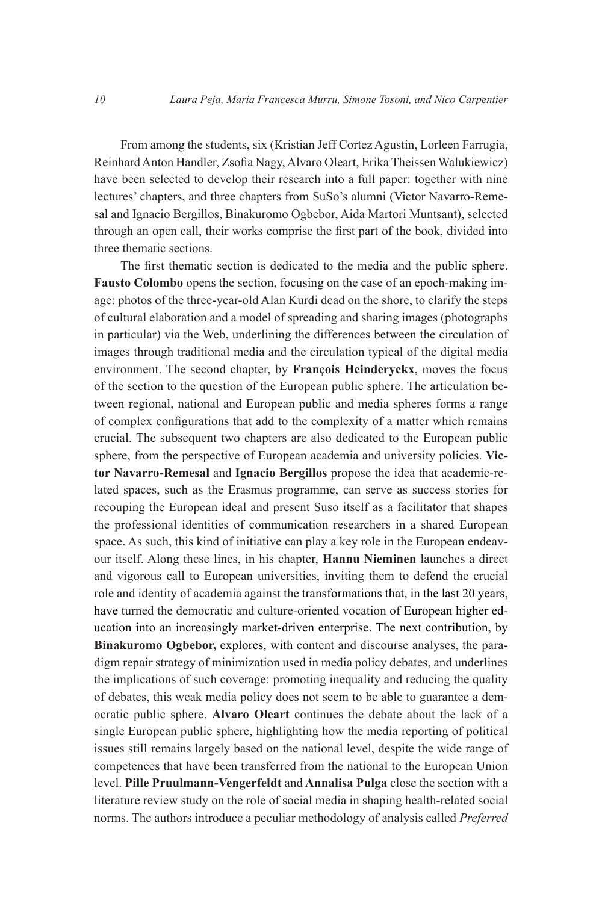From among the students, six (Kristian Jeff Cortez Agustin, Lorleen Farrugia, Reinhard Anton Handler, Zsofia Nagy, Alvaro Oleart, Erika Theissen Walukiewicz) have been selected to develop their research into a full paper: together with nine lectures' chapters, and three chapters from SuSo's alumni (Victor Navarro-Remesal and Ignacio Bergillos, Binakuromo Ogbebor, Aida Martori Muntsant), selected through an open call, their works comprise the first part of the book, divided into three thematic sections.

The first thematic section is dedicated to the media and the public sphere. **Fausto Colombo** opens the section, focusing on the case of an epoch-making image: photos of the three-year-old Alan Kurdi dead on the shore, to clarify the steps of cultural elaboration and a model of spreading and sharing images (photographs in particular) via the Web, underlining the differences between the circulation of images through traditional media and the circulation typical of the digital media environment. The second chapter, by **François Heinderyckx**, moves the focus of the section to the question of the European public sphere. The articulation between regional, national and European public and media spheres forms a range of complex configurations that add to the complexity of a matter which remains crucial. The subsequent two chapters are also dedicated to the European public sphere, from the perspective of European academia and university policies. **Victor Navarro-Remesal** and **Ignacio Bergillos** propose the idea that academic-related spaces, such as the Erasmus programme, can serve as success stories for recouping the European ideal and present Suso itself as a facilitator that shapes the professional identities of communication researchers in a shared European space. As such, this kind of initiative can play a key role in the European endeavour itself. Along these lines, in his chapter, **Hannu Nieminen** launches a direct and vigorous call to European universities, inviting them to defend the crucial role and identity of academia against the transformations that, in the last 20 years, have turned the democratic and culture-oriented vocation of European higher education into an increasingly market-driven enterprise. The next contribution, by **Binakuromo Ogbebor,** explores, with content and discourse analyses, the paradigm repair strategy of minimization used in media policy debates, and underlines the implications of such coverage: promoting inequality and reducing the quality of debates, this weak media policy does not seem to be able to guarantee a democratic public sphere. **Alvaro Oleart** continues the debate about the lack of a single European public sphere, highlighting how the media reporting of political issues still remains largely based on the national level, despite the wide range of competences that have been transferred from the national to the European Union level. **Pille Pruulmann-Vengerfeldt** and **Annalisa Pulga** close the section with a literature review study on the role of social media in shaping health-related social norms. The authors introduce a peculiar methodology of analysis called *Preferred*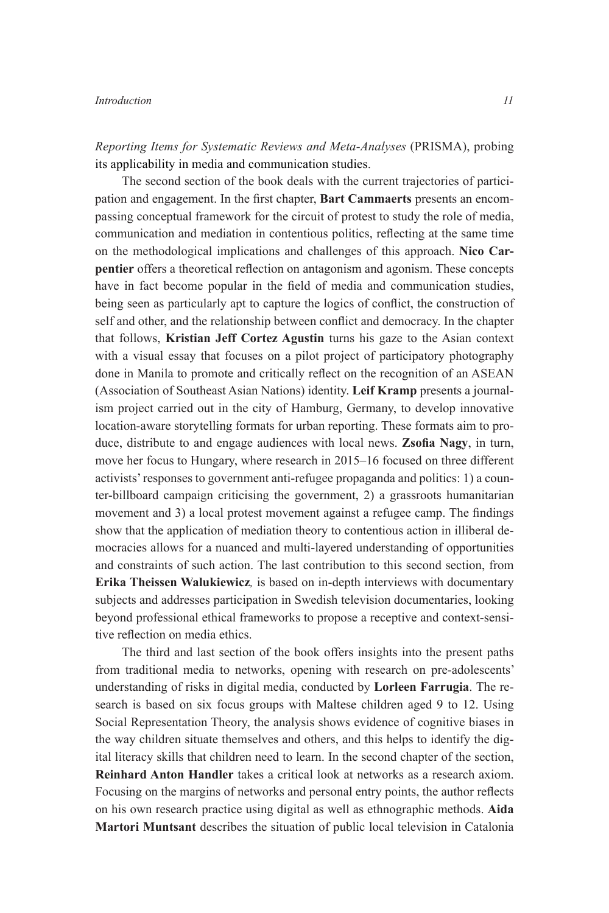*Reporting Items for Systematic Reviews and Meta-Analyses* (PRISMA), probing its applicability in media and communication studies.

The second section of the book deals with the current trajectories of participation and engagement. In the first chapter, **Bart Cammaerts** presents an encompassing conceptual framework for the circuit of protest to study the role of media, communication and mediation in contentious politics, reflecting at the same time on the methodological implications and challenges of this approach. **Nico Carpentier** offers a theoretical reflection on antagonism and agonism. These concepts have in fact become popular in the field of media and communication studies, being seen as particularly apt to capture the logics of conflict, the construction of self and other, and the relationship between conflict and democracy. In the chapter that follows, **Kristian Jeff Cortez Agustin** turns his gaze to the Asian context with a visual essay that focuses on a pilot project of participatory photography done in Manila to promote and critically reflect on the recognition of an ASEAN (Association of Southeast Asian Nations) identity. **Leif Kramp** presents a journalism project carried out in the city of Hamburg, Germany, to develop innovative location-aware storytelling formats for urban reporting. These formats aim to produce, distribute to and engage audiences with local news. **Zsofia Nagy**, in turn, move her focus to Hungary, where research in 2015–16 focused on three different activists' responses to government anti-refugee propaganda and politics: 1) a counter-billboard campaign criticising the government, 2) a grassroots humanitarian movement and 3) a local protest movement against a refugee camp. The findings show that the application of mediation theory to contentious action in illiberal democracies allows for a nuanced and multi-layered understanding of opportunities and constraints of such action. The last contribution to this second section, from **Erika Theissen Walukiewicz***,* is based on in-depth interviews with documentary subjects and addresses participation in Swedish television documentaries, looking beyond professional ethical frameworks to propose a receptive and context-sensitive reflection on media ethics.

The third and last section of the book offers insights into the present paths from traditional media to networks, opening with research on pre-adolescents' understanding of risks in digital media, conducted by **Lorleen Farrugia**. The research is based on six focus groups with Maltese children aged 9 to 12. Using Social Representation Theory, the analysis shows evidence of cognitive biases in the way children situate themselves and others, and this helps to identify the digital literacy skills that children need to learn. In the second chapter of the section, **Reinhard Anton Handler** takes a critical look at networks as a research axiom. Focusing on the margins of networks and personal entry points, the author reflects on his own research practice using digital as well as ethnographic methods. **Aida Martori Muntsant** describes the situation of public local television in Catalonia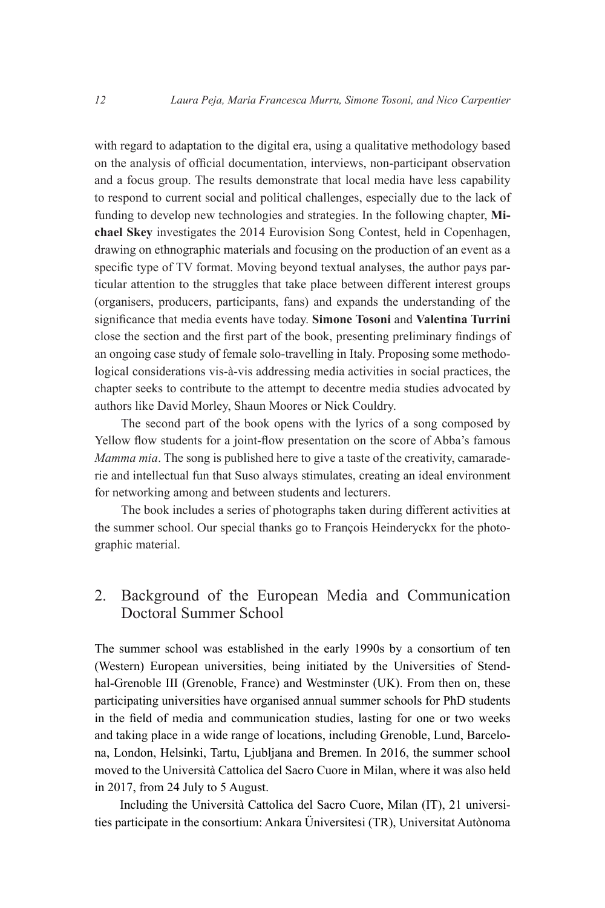with regard to adaptation to the digital era, using a qualitative methodology based on the analysis of official documentation, interviews, non-participant observation and a focus group. The results demonstrate that local media have less capability to respond to current social and political challenges, especially due to the lack of funding to develop new technologies and strategies. In the following chapter, **Michael Skey** investigates the 2014 Eurovision Song Contest, held in Copenhagen, drawing on ethnographic materials and focusing on the production of an event as a specific type of TV format. Moving beyond textual analyses, the author pays particular attention to the struggles that take place between different interest groups (organisers, producers, participants, fans) and expands the understanding of the significance that media events have today. **Simone Tosoni** and **Valentina Turrini** close the section and the first part of the book, presenting preliminary findings of an ongoing case study of female solo-travelling in Italy. Proposing some methodological considerations vis-à-vis addressing media activities in social practices, the chapter seeks to contribute to the attempt to decentre media studies advocated by authors like David Morley, Shaun Moores or Nick Couldry.

The second part of the book opens with the lyrics of a song composed by Yellow flow students for a joint-flow presentation on the score of Abba's famous *Mamma mia*. The song is published here to give a taste of the creativity, camaraderie and intellectual fun that Suso always stimulates, creating an ideal environment for networking among and between students and lecturers.

The book includes a series of photographs taken during different activities at the summer school. Our special thanks go to François Heinderyckx for the photographic material.

## 2. Background of the European Media and Communication Doctoral Summer School

The summer school was established in the early 1990s by a consortium of ten (Western) European universities, being initiated by the Universities of Stendhal-Grenoble III (Grenoble, France) and Westminster (UK). From then on, these participating universities have organised annual summer schools for PhD students in the field of media and communication studies, lasting for one or two weeks and taking place in a wide range of locations, including Grenoble, Lund, Barcelona, London, Helsinki, Tartu, Ljubljana and Bremen. In 2016, the summer school moved to the Università Cattolica del Sacro Cuore in Milan, where it was also held in 2017, from 24 July to 5 August.

Including the Università Cattolica del Sacro Cuore, Milan (IT), 21 universities participate in the consortium: Ankara Üniversitesi (TR), Universitat Autònoma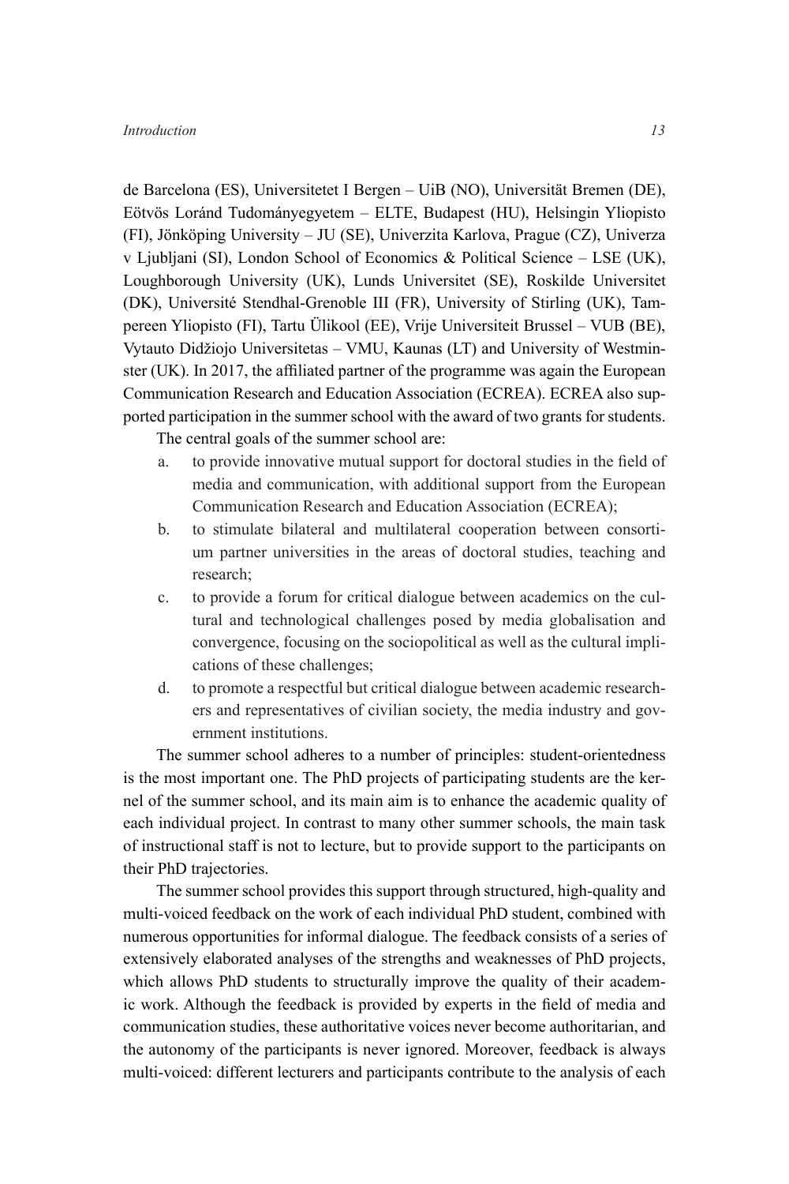de Barcelona (ES), Universitetet I Bergen – UiB (NO), Universität Bremen (DE), Eötvös Loránd Tudományegyetem – ELTE, Budapest (HU), Helsingin Yliopisto (FI), Jönköping University – JU (SE), Univerzita Karlova, Prague (CZ), Univerza v Ljubljani (SI), London School of Economics & Political Science – LSE (UK), Loughborough University (UK), Lunds Universitet (SE), Roskilde Universitet (DK), Université Stendhal-Grenoble III (FR), University of Stirling (UK), Tampereen Yliopisto (FI), Tartu Ülikool (EE), Vrije Universiteit Brussel – VUB (BE), Vytauto Didžiojo Universitetas – VMU, Kaunas (LT) and University of Westminster (UK). In 2017, the affiliated partner of the programme was again the European Communication Research and Education Association (ECREA). ECREA also supported participation in the summer school with the award of two grants for students.

The central goals of the summer school are:

a. to provide innovative mutual support for doctoral studies in the field of media and communication, with additional support from the European Communication Research and Education Association (ECREA);
b. to stimulate bilateral and multilateral cooperation between consortium partner universities in the areas of doctoral studies, teaching and research;
c. to provide a forum for critical dialogue between academics on the cultural and technological challenges posed by media globalisation and convergence, focusing on the sociopolitical as well as the cultural implications of these challenges;
d. to promote a respectful but critical dialogue between academic researchers and representatives of civilian society, the media industry and government institutions.

The summer school adheres to a number of principles: student-orientedness is the most important one. The PhD projects of participating students are the kernel of the summer school, and its main aim is to enhance the academic quality of each individual project. In contrast to many other summer schools, the main task of instructional staff is not to lecture, but to provide support to the participants on their PhD trajectories.

The summer school provides this support through structured, high-quality and multi-voiced feedback on the work of each individual PhD student, combined with numerous opportunities for informal dialogue. The feedback consists of a series of extensively elaborated analyses of the strengths and weaknesses of PhD projects, which allows PhD students to structurally improve the quality of their academic work. Although the feedback is provided by experts in the field of media and communication studies, these authoritative voices never become authoritarian, and the autonomy of the participants is never ignored. Moreover, feedback is always multi-voiced: different lecturers and participants contribute to the analysis of each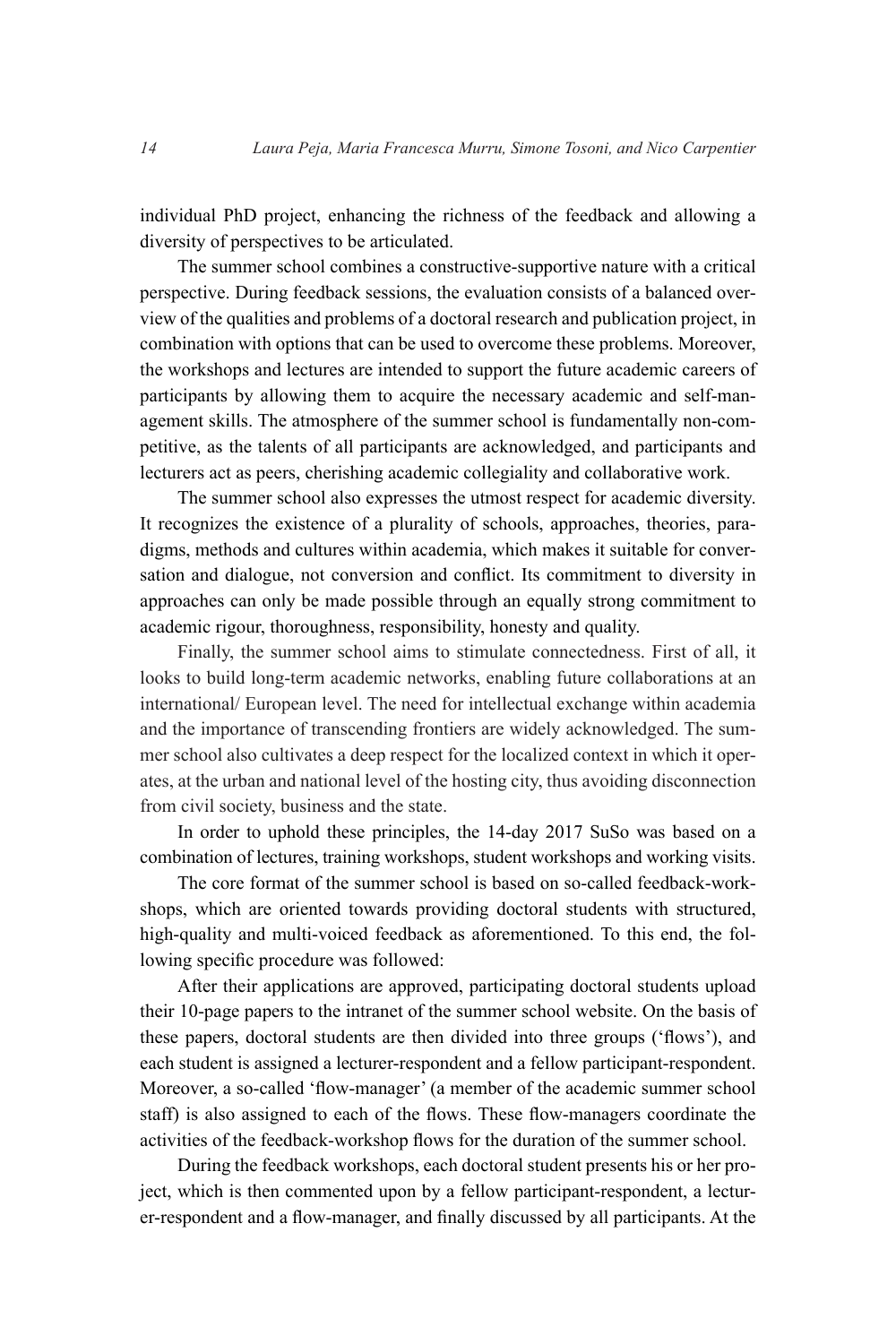individual PhD project, enhancing the richness of the feedback and allowing a diversity of perspectives to be articulated.

The summer school combines a constructive-supportive nature with a critical perspective. During feedback sessions, the evaluation consists of a balanced overview of the qualities and problems of a doctoral research and publication project, in combination with options that can be used to overcome these problems. Moreover, the workshops and lectures are intended to support the future academic careers of participants by allowing them to acquire the necessary academic and self-management skills. The atmosphere of the summer school is fundamentally non-competitive, as the talents of all participants are acknowledged, and participants and lecturers act as peers, cherishing academic collegiality and collaborative work.

The summer school also expresses the utmost respect for academic diversity. It recognizes the existence of a plurality of schools, approaches, theories, paradigms, methods and cultures within academia, which makes it suitable for conversation and dialogue, not conversion and conflict. Its commitment to diversity in approaches can only be made possible through an equally strong commitment to academic rigour, thoroughness, responsibility, honesty and quality.

Finally, the summer school aims to stimulate connectedness. First of all, it looks to build long-term academic networks, enabling future collaborations at an international/ European level. The need for intellectual exchange within academia and the importance of transcending frontiers are widely acknowledged. The summer school also cultivates a deep respect for the localized context in which it operates, at the urban and national level of the hosting city, thus avoiding disconnection from civil society, business and the state.

In order to uphold these principles, the 14-day 2017 SuSo was based on a combination of lectures, training workshops, student workshops and working visits.

The core format of the summer school is based on so-called feedback-workshops, which are oriented towards providing doctoral students with structured, high-quality and multi-voiced feedback as aforementioned. To this end, the following specific procedure was followed:

After their applications are approved, participating doctoral students upload their 10-page papers to the intranet of the summer school website. On the basis of these papers, doctoral students are then divided into three groups ('flows'), and each student is assigned a lecturer-respondent and a fellow participant-respondent. Moreover, a so-called 'flow-manager' (a member of the academic summer school staff) is also assigned to each of the flows. These flow-managers coordinate the activities of the feedback-workshop flows for the duration of the summer school.

During the feedback workshops, each doctoral student presents his or her project, which is then commented upon by a fellow participant-respondent, a lecturer-respondent and a flow-manager, and finally discussed by all participants. At the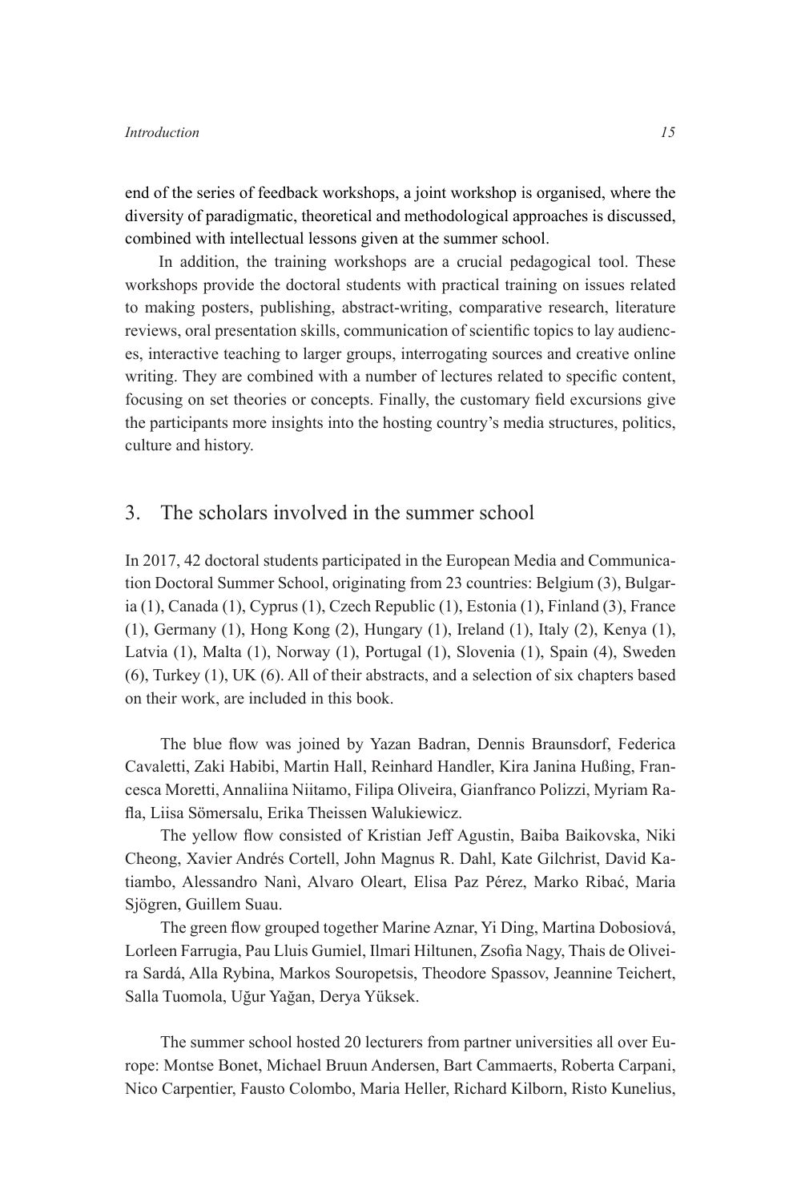end of the series of feedback workshops, a joint workshop is organised, where the diversity of paradigmatic, theoretical and methodological approaches is discussed, combined with intellectual lessons given at the summer school.

In addition, the training workshops are a crucial pedagogical tool. These workshops provide the doctoral students with practical training on issues related to making posters, publishing, abstract-writing, comparative research, literature reviews, oral presentation skills, communication of scientific topics to lay audiences, interactive teaching to larger groups, interrogating sources and creative online writing. They are combined with a number of lectures related to specific content, focusing on set theories or concepts. Finally, the customary field excursions give the participants more insights into the hosting country's media structures, politics, culture and history.

## 3. The scholars involved in the summer school

In 2017, 42 doctoral students participated in the European Media and Communication Doctoral Summer School, originating from 23 countries: Belgium (3), Bulgaria (1), Canada (1), Cyprus (1), Czech Republic (1), Estonia (1), Finland (3), France (1), Germany (1), Hong Kong (2), Hungary (1), Ireland (1), Italy (2), Kenya (1), Latvia (1), Malta (1), Norway (1), Portugal (1), Slovenia (1), Spain (4), Sweden (6), Turkey (1), UK (6). All of their abstracts, and a selection of six chapters based on their work, are included in this book.

The blue flow was joined by Yazan Badran, Dennis Braunsdorf, Federica Cavaletti, Zaki Habibi, Martin Hall, Reinhard Handler, Kira Janina Hußing, Francesca Moretti, Annaliina Niitamo, Filipa Oliveira, Gianfranco Polizzi, Myriam Rafla, Liisa Sömersalu, Erika Theissen Walukiewicz.

The yellow flow consisted of Kristian Jeff Agustin, Baiba Baikovska, Niki Cheong, Xavier Andrés Cortell, John Magnus R. Dahl, Kate Gilchrist, David Katiambo, Alessandro Nanì, Alvaro Oleart, Elisa Paz Pérez, Marko Ribać, Maria Sjögren, Guillem Suau.

The green flow grouped together Marine Aznar, Yi Ding, Martina Dobosiová, Lorleen Farrugia, Pau Lluis Gumiel, Ilmari Hiltunen, Zsofia Nagy, Thais de Oliveira Sardá, Alla Rybina, Markos Souropetsis, Theodore Spassov, Jeannine Teichert, Salla Tuomola, Uğur Yağan, Derya Yüksek.

The summer school hosted 20 lecturers from partner universities all over Europe: Montse Bonet, Michael Bruun Andersen, Bart Cammaerts, Roberta Carpani, Nico Carpentier, Fausto Colombo, Maria Heller, Richard Kilborn, Risto Kunelius,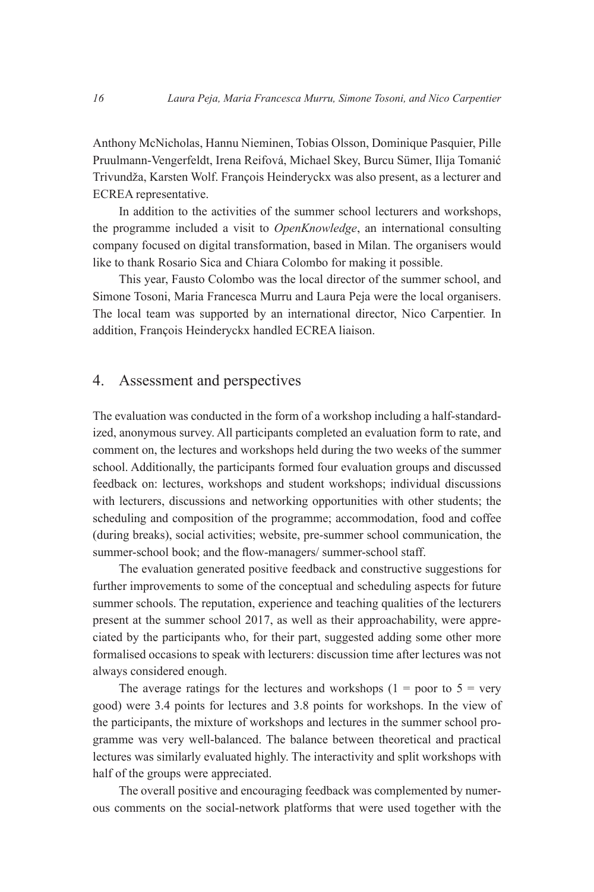Anthony McNicholas, Hannu Nieminen, Tobias Olsson, Dominique Pasquier, Pille Pruulmann-Vengerfeldt, Irena Reifová, Michael Skey, Burcu Sümer, Ilija Tomanić Trivundža, Karsten Wolf. François Heinderyckx was also present, as a lecturer and ECREA representative.

In addition to the activities of the summer school lecturers and workshops, the programme included a visit to *OpenKnowledge*, an international consulting company focused on digital transformation, based in Milan. The organisers would like to thank Rosario Sica and Chiara Colombo for making it possible.

This year, Fausto Colombo was the local director of the summer school, and Simone Tosoni, Maria Francesca Murru and Laura Peja were the local organisers. The local team was supported by an international director, Nico Carpentier. In addition, François Heinderyckx handled ECREA liaison.

## 4. Assessment and perspectives

The evaluation was conducted in the form of a workshop including a half-standardized, anonymous survey. All participants completed an evaluation form to rate, and comment on, the lectures and workshops held during the two weeks of the summer school. Additionally, the participants formed four evaluation groups and discussed feedback on: lectures, workshops and student workshops; individual discussions with lecturers, discussions and networking opportunities with other students; the scheduling and composition of the programme; accommodation, food and coffee (during breaks), social activities; website, pre-summer school communication, the summer-school book; and the flow-managers/ summer-school staff.

The evaluation generated positive feedback and constructive suggestions for further improvements to some of the conceptual and scheduling aspects for future summer schools. The reputation, experience and teaching qualities of the lecturers present at the summer school 2017, as well as their approachability, were appreciated by the participants who, for their part, suggested adding some other more formalised occasions to speak with lecturers: discussion time after lectures was not always considered enough.

The average ratings for the lectures and workshops (1 = poor to 5 = very good) were 3.4 points for lectures and 3.8 points for workshops. In the view of the participants, the mixture of workshops and lectures in the summer school programme was very well-balanced. The balance between theoretical and practical lectures was similarly evaluated highly. The interactivity and split workshops with half of the groups were appreciated.

The overall positive and encouraging feedback was complemented by numerous comments on the social-network platforms that were used together with the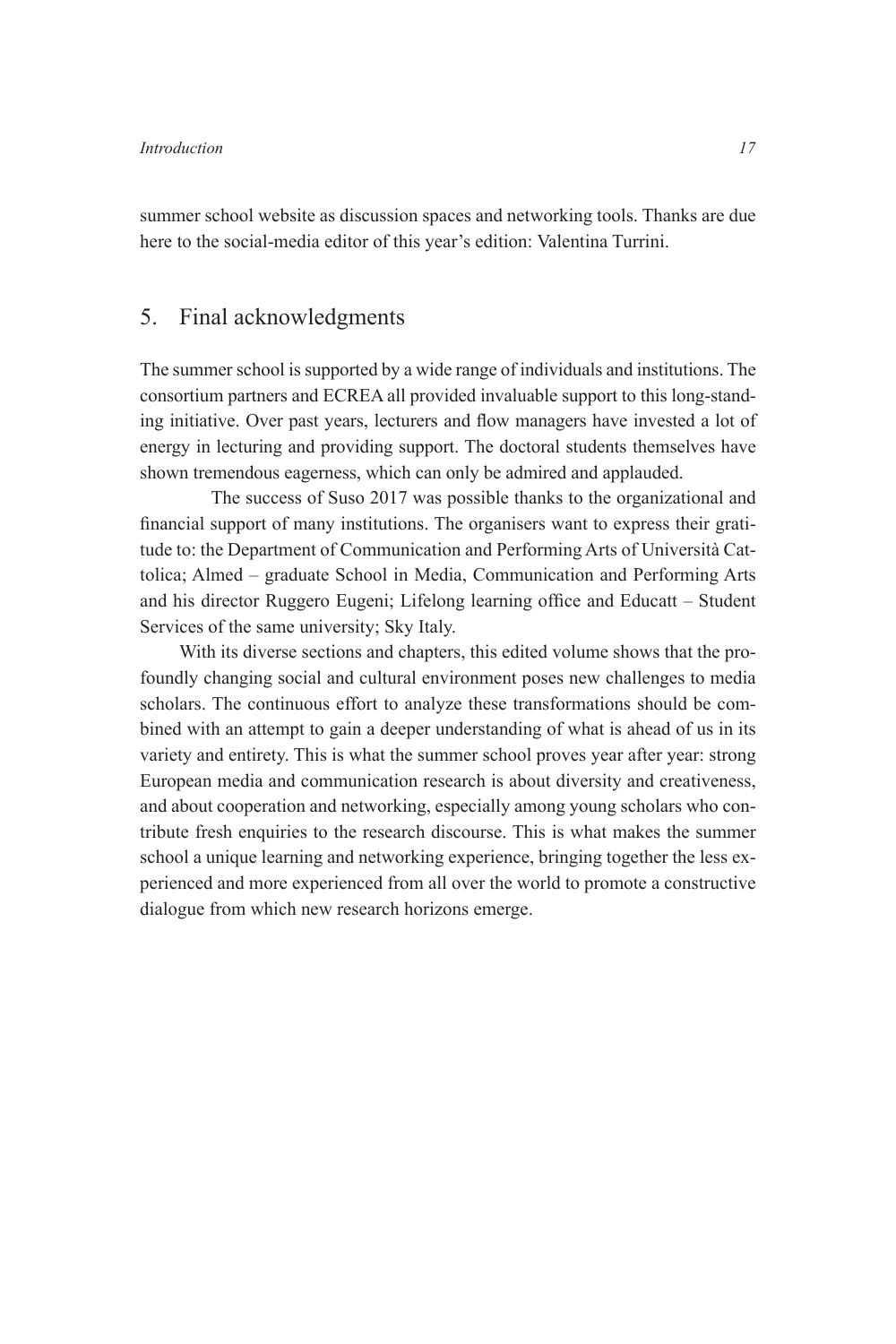summer school website as discussion spaces and networking tools. Thanks are due here to the social-media editor of this year's edition: Valentina Turrini.

## 5. Final acknowledgments

The summer school is supported by a wide range of individuals and institutions. The consortium partners and ECREA all provided invaluable support to this long-standing initiative. Over past years, lecturers and flow managers have invested a lot of energy in lecturing and providing support. The doctoral students themselves have shown tremendous eagerness, which can only be admired and applauded.

The success of Suso 2017 was possible thanks to the organizational and financial support of many institutions. The organisers want to express their gratitude to: the Department of Communication and Performing Arts of Università Cattolica; Almed – graduate School in Media, Communication and Performing Arts and his director Ruggero Eugeni; Lifelong learning office and Educatt – Student Services of the same university; Sky Italy.

With its diverse sections and chapters, this edited volume shows that the profoundly changing social and cultural environment poses new challenges to media scholars. The continuous effort to analyze these transformations should be combined with an attempt to gain a deeper understanding of what is ahead of us in its variety and entirety. This is what the summer school proves year after year: strong European media and communication research is about diversity and creativeness, and about cooperation and networking, especially among young scholars who contribute fresh enquiries to the research discourse. This is what makes the summer school a unique learning and networking experience, bringing together the less experienced and more experienced from all over the world to promote a constructive dialogue from which new research horizons emerge.